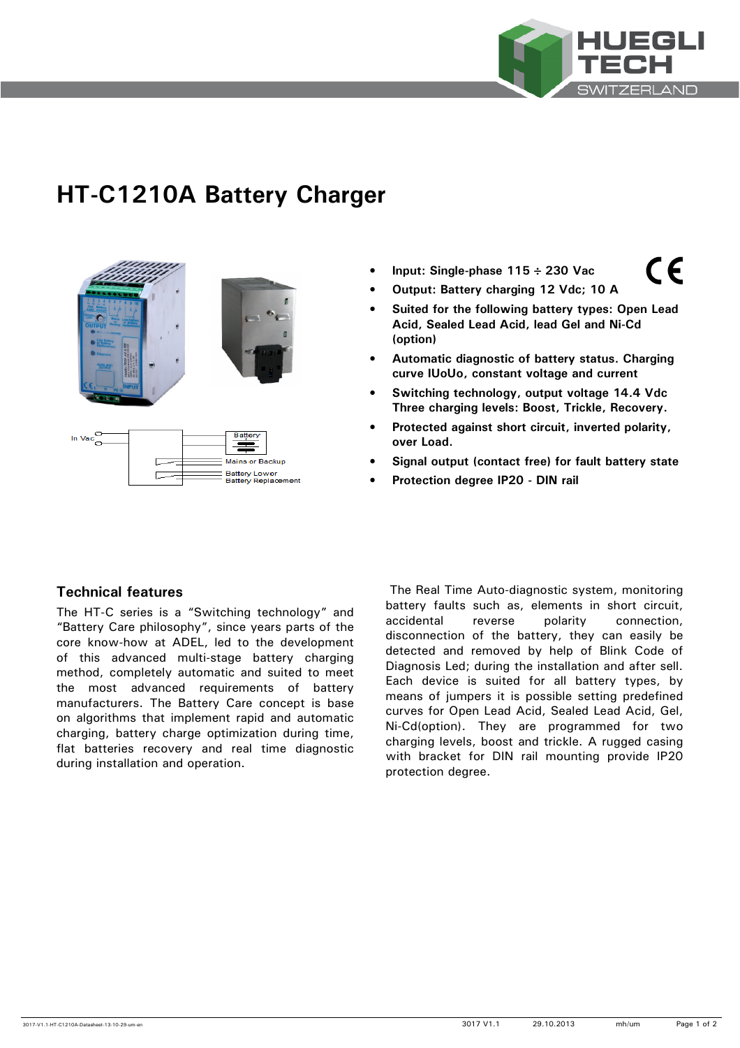# HT-C1210A Battery Charger

- **Input: Single-phase 115 ÷ 230 Vac**
- **Output: Battery charging 12 Vdc; 10 A**
- **Suited for the following battery types: Open Lead Acid, Sealed Lead Acid, lead Gel and Ni-Cd (option)**
- **Automatic diagnostic of battery status. Charging curve IUoUo, constant voltage and current**
- **Switching technology, output voltage 14.4 Vdc Three charging levels: Boost, Trickle, Recovery.**
- **Protected against short circuit, inverted polarity, over Load.**
- **Signal output (contact free) for fault battery state**
- **Protection degree IP20 - DIN rail**

## Technical features

The HT-C series is a "Switching technology" and "Battery Care philosophy", since years parts of the core know-how at ADEL, led to the development of this advanced multi-stage battery charging method, completely automatic and suited to meet the most advanced requirements of battery manufacturers. The Battery Care concept is base on algorithms that implement rapid and automatic charging, battery charge optimization during time, flat batteries recovery and real time diagnostic during installation and operation.

The Real Time Auto-diagnostic system, monitoring battery faults such as, elements in short circuit, accidental reverse polarity connection, disconnection of the battery, they can easily be detected and removed by help of Blink Code of Diagnosis Led; during the installation and after sell. Each device is suited for all battery types, by means of jumpers it is possible setting predefined curves for Open Lead Acid, Sealed Lead Acid, Gel, Ni-Cd(option). They are programmed for two charging levels, boost and trickle. A rugged casing with bracket for DIN rail mounting provide IP20 protection degree.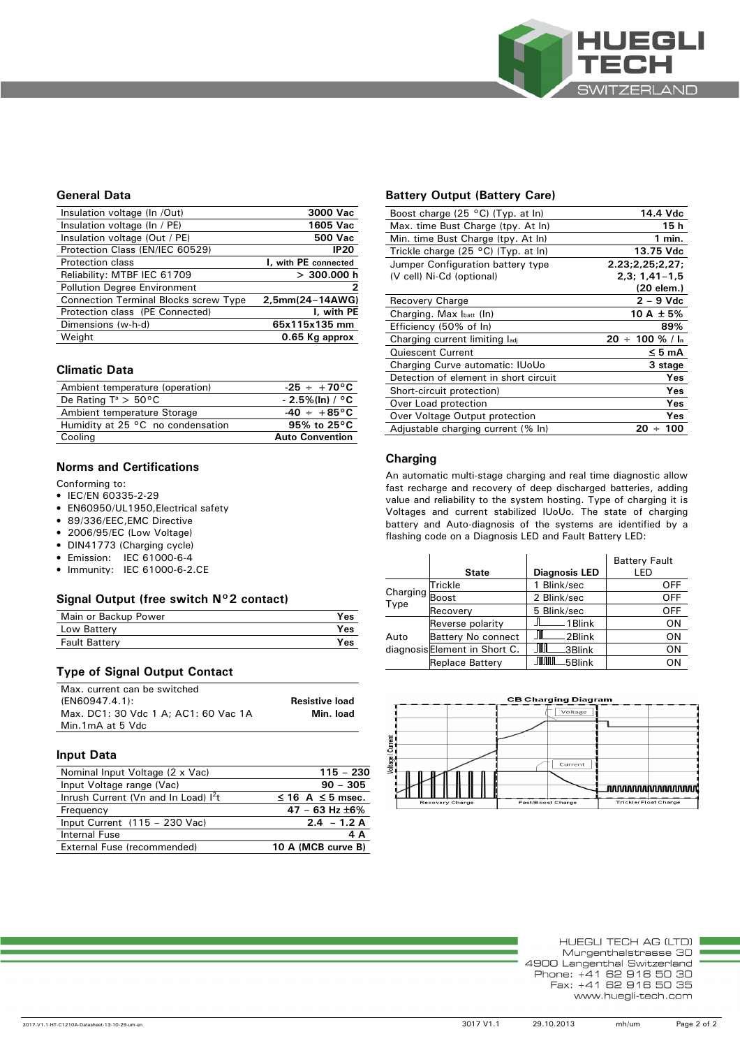## General Data

| | |
|---|---|
| Insulation voltage (In /Out) | **3000 Vac** |
| Insulation voltage (In / PE) | **1605 Vac** |
| Insulation voltage (Out / PE) | **500 Vac** |
| Protection Class (EN/IEC 60529) | **IP20** |
| Protection class | **I, with PE connected** |
| Reliability: MTBF IEC 61709 | **> 300.000 h** |
| Pollution Degree Environment | **2** |
| Connection Terminal Blocks screw Type | **2,5mm(24–14AWG)** |
| Protection class (PE Connected) | **I, with PE** |
| Dimensions (w-h-d) | **65x115x135 mm** |
| Weight | **0.65 Kg approx** |

## Climatic Data

| | |
|---|---|
| Ambient temperature (operation) | **-25 ÷ +70°C** |
| De Rating T$^{a}$ > 50°C | **- 2.5%(In) / °C** |
| Ambient temperature Storage | **-40 ÷ +85°C** |
| Humidity at 25 °C no condensation | **95% to 25°C** |
| Cooling | **Auto Convention** |

## Norms and Certifications

Conforming to:

- IEC/EN 60335-2-29
- EN60950/UL1950,Electrical safety
- 89/336/EEC,EMC Directive
- 2006/95/EC (Low Voltage)
- DIN41773 (Charging cycle)
- Emission: IEC 61000-6-4
- Immunity: IEC 61000-6-2.CE

## Signal Output (free switch N°2 contact)

| | |
|---|---|
| Main or Backup Power | **Yes** |
| Low Battery | **Yes** |
| Fault Battery | **Yes** |

## Type of Signal Output Contact

| | |
|---|---|
| Max. current can be switched (EN60947.4.1): | **Resistive load** |
| Max. DC1: 30 Vdc 1 A; AC1: 60 Vac 1A | **Min. load** |
| Min.1mA at 5 Vdc | |

## Input Data

| | |
|---|---|
| Nominal Input Voltage (2 x Vac) | **115 – 230** |
| Input Voltage range (Vac) | **90 – 305** |
| Inrush Current (Vn and In Load) $I^2t$ | **≤ 16 A ≤ 5 msec.** |
| Frequency | **47 – 63 Hz ±6%** |
| Input Current (115 – 230 Vac) | **2.4 – 1.2 A** |
| Internal Fuse | **4 A** |
| External Fuse (recommended) | **10 A (MCB curve B)** |

## Battery Output (Battery Care)

| | |
|---|---|
| Boost charge (25 °C) (Typ. at In) | **14.4 Vdc** |
| Max. time Bust Charge (tpy. At In) | **15 h** |
| Min. time Bust Charge (tpy. At In) | **1 min.** |
| Trickle charge (25 °C) (Typ. at In) | **13.75 Vdc** |
| Jumper Configuration battery type (V cell) Ni-Cd (optional) | **2.23;2,25;2,27; 2,3; 1,41–1,5 (20 elem.)** |
| Recovery Charge | **2 – 9 Vdc** |
| Charging. Max $I_{batt}$ (In) | **10 A ± 5%** |
| Efficiency (50% of In) | **89%** |
| Charging current limiting $I_{adj}$ | **20 ÷ 100 % / $I_n$** |
| Quiescent Current | **≤ 5 mA** |
| Charging Curve automatic: IUoUo | **3 stage** |
| Detection of element in short circuit | **Yes** |
| Short-circuit protection) | **Yes** |
| Over Load protection | **Yes** |
| Over Voltage Output protection | **Yes** |
| Adjustable charging current (% In) | **20 ÷ 100** |

## Charging

An automatic multi-stage charging and real time diagnostic allow fast recharge and recovery of deep discharged batteries, adding value and reliability to the system hosting. Type of charging it is Voltages and current stabilized IUoUo. The state of charging battery and Auto-diagnosis of the systems are identified by a flashing code on a Diagnosis LED and Fault Battery LED:

| | State | Diagnosis LED | Battery Fault LED |
|---|---|---|---|
| Charging Type | Trickle | 1 Blink/sec | OFF |
| | Boost | 2 Blink/sec | OFF |
| | Recovery | 5 Blink/sec | OFF |
| Auto diagnosis | Reverse polarity | 1Blink | ON |
| | Battery No connect | 2Blink | ON |
| | Element in Short C. | 3Blink | ON |
| | Replace Battery | 5Blink | ON |

CB Charging Diagram

Voltage / Current

Voltage

Current

Recovery Charge

Fast/Boost Charge

Trickle/Float Charge

HUEGLI TECH AG (LTD)
Murgenthalstrasse 30
4900 Langenthal Switzerland
Phone: +41 62 916 50 30
Fax: +41 62 916 50 35
www.huegli-tech.com